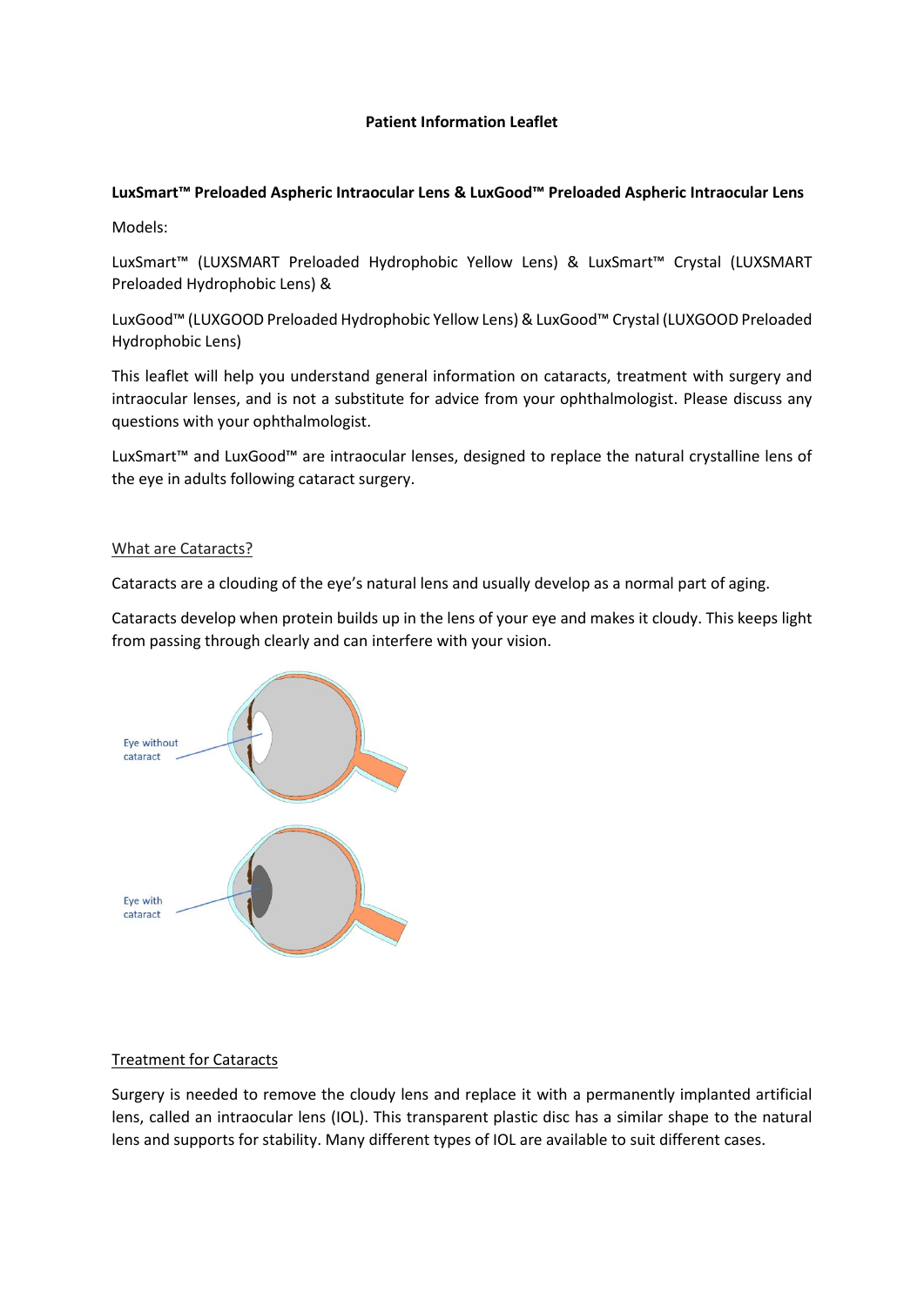**Patient Information Leaflet**

**LuxSmart™ Preloaded Aspheric Intraocular Lens & LuxGood™ Preloaded Aspheric Intraocular Lens**

Models:

LuxSmart™ (LUXSMART Preloaded Hydrophobic Yellow Lens) & LuxSmart™ Crystal (LUXSMART Preloaded Hydrophobic Lens) &

LuxGood™ (LUXGOOD Preloaded Hydrophobic Yellow Lens) & LuxGood™ Crystal (LUXGOOD Preloaded Hydrophobic Lens)

This leaflet will help you understand general information on cataracts, treatment with surgery and intraocular lenses, and is not a substitute for advice from your ophthalmologist. Please discuss any questions with your ophthalmologist.

LuxSmart™ and LuxGood™ are intraocular lenses, designed to replace the natural crystalline lens of the eye in adults following cataract surgery.

## What are Cataracts?

Cataracts are a clouding of the eye's natural lens and usually develop as a normal part of aging.

Cataracts develop when protein builds up in the lens of your eye and makes it cloudy. This keeps light from passing through clearly and can interfere with your vision.

Eye without cataract

Eye with cataract

## Treatment for Cataracts

Surgery is needed to remove the cloudy lens and replace it with a permanently implanted artificial lens, called an intraocular lens (IOL). This transparent plastic disc has a similar shape to the natural lens and supports for stability. Many different types of IOL are available to suit different cases.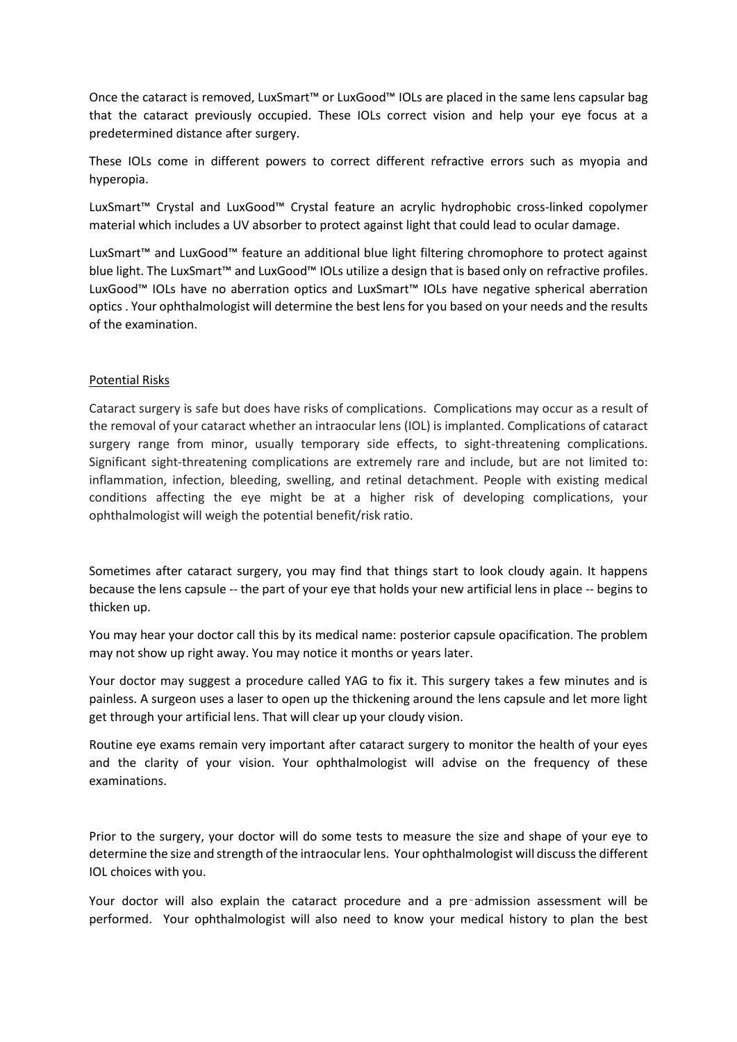Once the cataract is removed, LuxSmart™ or LuxGood™ IOLs are placed in the same lens capsular bag that the cataract previously occupied. These IOLs correct vision and help your eye focus at a predetermined distance after surgery.

These IOLs come in different powers to correct different refractive errors such as myopia and hyperopia.

LuxSmart™ Crystal and LuxGood™ Crystal feature an acrylic hydrophobic cross-linked copolymer material which includes a UV absorber to protect against light that could lead to ocular damage.

LuxSmart™ and LuxGood™ feature an additional blue light filtering chromophore to protect against blue light. The LuxSmart™ and LuxGood™ IOLs utilize a design that is based only on refractive profiles. LuxGood™ IOLs have no aberration optics and LuxSmart™ IOLs have negative spherical aberration optics . Your ophthalmologist will determine the best lens for you based on your needs and the results of the examination.

## Potential Risks

Cataract surgery is safe but does have risks of complications. Complications may occur as a result of the removal of your cataract whether an intraocular lens (IOL) is implanted. Complications of cataract surgery range from minor, usually temporary side effects, to sight-threatening complications. Significant sight-threatening complications are extremely rare and include, but are not limited to: inflammation, infection, bleeding, swelling, and retinal detachment. People with existing medical conditions affecting the eye might be at a higher risk of developing complications, your ophthalmologist will weigh the potential benefit/risk ratio.

Sometimes after cataract surgery, you may find that things start to look cloudy again. It happens because the lens capsule -- the part of your eye that holds your new artificial lens in place -- begins to thicken up.

You may hear your doctor call this by its medical name: posterior capsule opacification. The problem may not show up right away. You may notice it months or years later.

Your doctor may suggest a procedure called YAG to fix it. This surgery takes a few minutes and is painless. A surgeon uses a laser to open up the thickening around the lens capsule and let more light get through your artificial lens. That will clear up your cloudy vision.

Routine eye exams remain very important after cataract surgery to monitor the health of your eyes and the clarity of your vision. Your ophthalmologist will advise on the frequency of these examinations.

Prior to the surgery, your doctor will do some tests to measure the size and shape of your eye to determine the size and strength of the intraocular lens. Your ophthalmologist will discuss the different IOL choices with you.

Your doctor will also explain the cataract procedure and a pre-admission assessment will be performed. Your ophthalmologist will also need to know your medical history to plan the best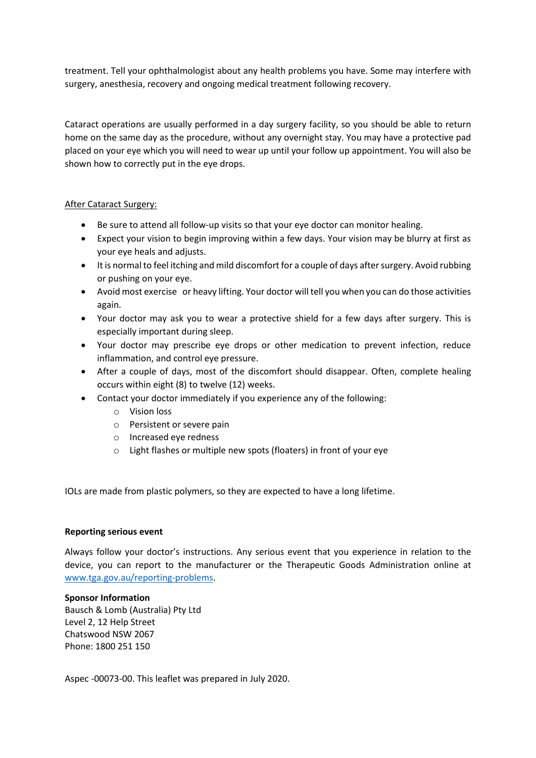treatment. Tell your ophthalmologist about any health problems you have. Some may interfere with surgery, anesthesia, recovery and ongoing medical treatment following recovery.

Cataract operations are usually performed in a day surgery facility, so you should be able to return home on the same day as the procedure, without any overnight stay. You may have a protective pad placed on your eye which you will need to wear up until your follow up appointment. You will also be shown how to correctly put in the eye drops.

After Cataract Surgery:

- Be sure to attend all follow-up visits so that your eye doctor can monitor healing.
- Expect your vision to begin improving within a few days. Your vision may be blurry at first as your eye heals and adjusts.
- It is normal to feel itching and mild discomfort for a couple of days after surgery. Avoid rubbing or pushing on your eye.
- Avoid most exercise or heavy lifting. Your doctor will tell you when you can do those activities again.
- Your doctor may ask you to wear a protective shield for a few days after surgery. This is especially important during sleep.
- Your doctor may prescribe eye drops or other medication to prevent infection, reduce inflammation, and control eye pressure.
- After a couple of days, most of the discomfort should disappear. Often, complete healing occurs within eight (8) to twelve (12) weeks.
- Contact your doctor immediately if you experience any of the following:
  - Vision loss
  - Persistent or severe pain
  - Increased eye redness
  - Light flashes or multiple new spots (floaters) in front of your eye

IOLs are made from plastic polymers, so they are expected to have a long lifetime.

**Reporting serious event**

Always follow your doctor's instructions. Any serious event that you experience in relation to the device, you can report to the manufacturer or the Therapeutic Goods Administration online at www.tga.gov.au/reporting-problems.

**Sponsor Information**
Bausch & Lomb (Australia) Pty Ltd
Level 2, 12 Help Street
Chatswood NSW 2067
Phone: 1800 251 150

Aspec -00073-00. This leaflet was prepared in July 2020.